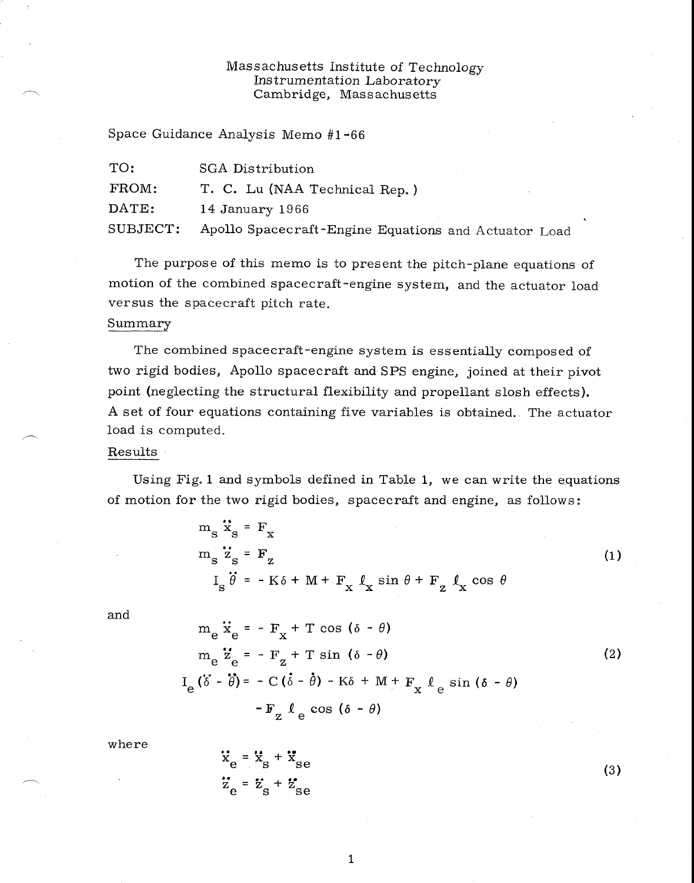Massachusetts Institute of Technology
Instrumentation Laboratory
Cambridge, Massachusetts

Space Guidance Analysis Memo #1-66

| | |
|---|---|
| TO: | SGA Distribution |
| FROM: | T. C. Lu (NAA Technical Rep.) |
| DATE: | 14 January 1966 |
| SUBJECT: | Apollo Spacecraft-Engine Equations and Actuator Load |

The purpose of this memo is to present the pitch-plane equations of motion of the combined spacecraft-engine system, and the actuator load versus the spacecraft pitch rate.

## Summary

The combined spacecraft-engine system is essentially composed of two rigid bodies, Apollo spacecraft and SPS engine, joined at their pivot point (neglecting the structural flexibility and propellant slosh effects). A set of four equations containing five variables is obtained. The actuator load is computed.

## Results

Using Fig. 1 and symbols defined in Table 1, we can write the equations of motion for the two rigid bodies, spacecraft and engine, as follows:

$$
\begin{aligned}
m_s \ddot{x}_s &= F_x \\
m_s \ddot{z}_s &= F_z \\
I_s \ddot{\theta} &= -K\delta + M + F_x \ell_x \sin\theta + F_z \ell_x \cos\theta
\end{aligned}
\tag{1}
$$

and

$$
\begin{aligned}
m_e \ddot{x}_e &= -F_x + T\cos(\delta - \theta) \\
m_e \ddot{z}_e &= -F_z + T\sin(\delta - \theta) \\
I_e(\ddot{\delta} - \ddot{\theta}) &= -C(\dot{\delta} - \dot{\theta}) - K\delta + M + F_x \ell_e \sin(\delta - \theta) \\
&\quad - F_z \ell_e \cos(\delta - \theta)
\end{aligned}
\tag{2}
$$

where

$$
\begin{aligned}
\ddot{x}_e &= \ddot{x}_s + \ddot{x}_{se} \\
\ddot{z}_e &= \ddot{z}_s + \ddot{z}_{se}
\end{aligned}
\tag{3}
$$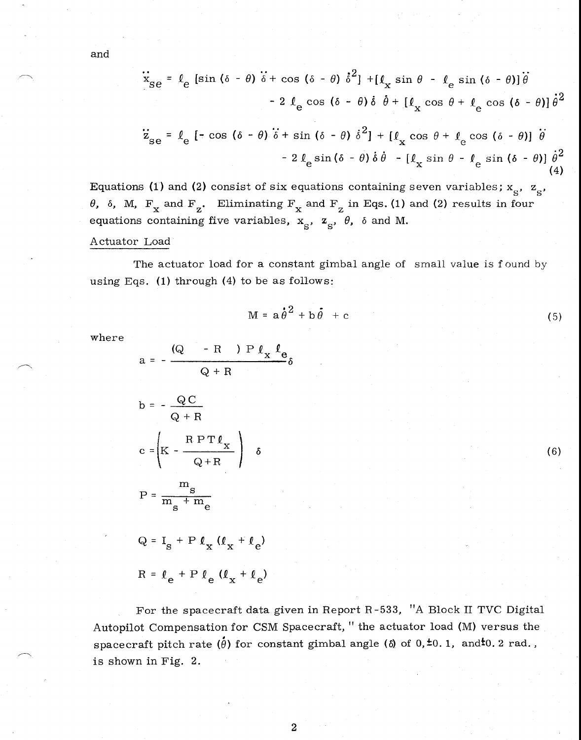and

$$\ddot{x}_{se} = \ell_e \left[\sin(\delta - \theta)\, \ddot{\delta} + \cos(\delta - \theta)\, \dot{\delta}^2\right] + \left[\ell_x \sin\theta - \ell_e \sin(\delta - \theta)\right] \ddot{\theta}$$
$$- 2\, \ell_e \cos(\delta - \theta)\, \dot{\delta}\, \dot{\theta} + \left[\ell_x \cos\theta + \ell_e \cos(\delta - \theta)\right] \dot{\theta}^2$$

$$\ddot{z}_{se} = \ell_e \left[- \cos(\delta - \theta)\, \ddot{\delta} + \sin(\delta - \theta)\, \dot{\delta}^2\right] + \left[\ell_x \cos\theta + \ell_e \cos(\delta - \theta)\right] \ddot{\theta}$$
$$- 2\, \ell_e \sin(\delta - \theta)\, \dot{\delta}\, \dot{\theta} - \left[\ell_x \sin\theta - \ell_e \sin(\delta - \theta)\right] \dot{\theta}^2 \qquad (4)$$

Equations (1) and (2) consist of six equations containing seven variables; $x_s$, $z_s$, $\theta$, $\delta$, M, $F_x$ and $F_z$. Eliminating $F_x$ and $F_z$ in Eqs. (1) and (2) results in four equations containing five variables, $x_s$, $z_s$, $\theta$, $\delta$ and M.

Actuator Load

The actuator load for a constant gimbal angle of small value is found by using Eqs. (1) through (4) to be as follows:

$$M = a\dot{\theta}^2 + b\dot{\theta} + c \qquad (5)$$

where

$$a = - \frac{(Q - R)\, P\, \ell_x\, \ell_e}{Q + R}\, \delta$$

$$b = - \frac{Q\, C}{Q + R}$$

$$c = \left(K - \frac{R\, P\, T\, \ell_x}{Q + R}\right) \delta \qquad (6)$$

$$P = \frac{m_s}{m_s + m_e}$$

$$Q = I_s + P\, \ell_x\, (\ell_x + \ell_e)$$

$$R = \ell_e + P\, \ell_e\, (\ell_x + \ell_e)$$

For the spacecraft data given in Report R-533, "A Block II TVC Digital Autopilot Compensation for CSM Spacecraft," the actuator load (M) versus the spacecraft pitch rate ($\dot{\theta}$) for constant gimbal angle ($\delta$) of 0, ±0.1, and ±0.2 rad., is shown in Fig. 2.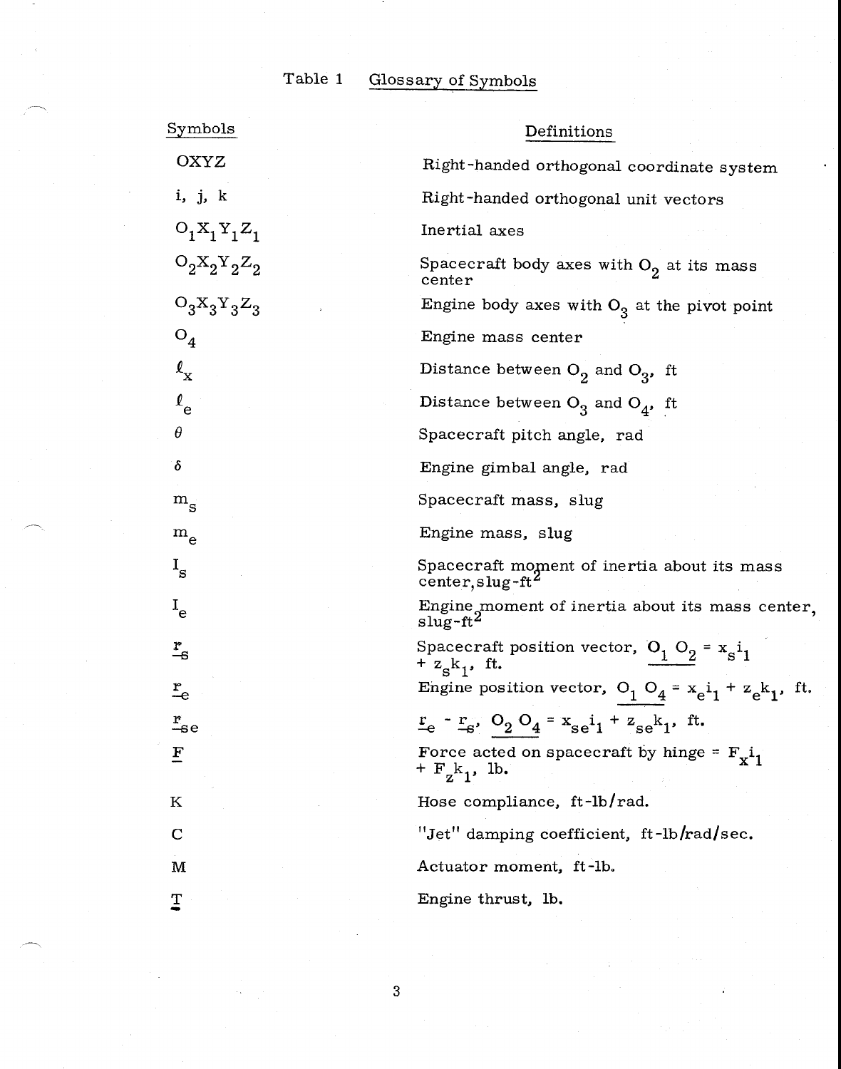Table 1 Glossary of Symbols

| Symbols | Definitions |
|---|---|
| OXYZ | Right-handed orthogonal coordinate system |
| i, j, k | Right-handed orthogonal unit vectors |
| $O_1X_1Y_1Z_1$ | Inertial axes |
| $O_2X_2Y_2Z_2$ | Spacecraft body axes with $O_2$ at its mass center |
| $O_3X_3Y_3Z_3$ | Engine body axes with $O_3$ at the pivot point |
| $O_4$ | Engine mass center |
| $\ell_x$ | Distance between $O_2$ and $O_3$, ft |
| $\ell_e$ | Distance between $O_3$ and $O_4$, ft |
| $\theta$ | Spacecraft pitch angle, rad |
| $\delta$ | Engine gimbal angle, rad |
| $m_s$ | Spacecraft mass, slug |
| $m_e$ | Engine mass, slug |
| $I_s$ | Spacecraft moment of inertia about its mass center, slug-ft$^2$ |
| $I_e$ | Engine moment of inertia about its mass center, slug-ft$^2$ |
| $\underline{r}_s$ | Spacecraft position vector, $\underline{O_1 O_2} = x_s i_1 + z_s k_1$, ft. |
| $\underline{r}_e$ | Engine position vector, $\underline{O_1 O_4} = x_e i_1 + z_e k_1$, ft. |
| $\underline{r}_{se}$ | $\underline{r}_e - \underline{r}_s$, $\underline{O_2 O_4} = x_{se} i_1 + z_{se} k_1$, ft. |
| $\underline{F}$ | Force acted on spacecraft by hinge = $F_x i_1 + F_z k_1$, lb. |
| K | Hose compliance, ft-lb/rad. |
| C | "Jet" damping coefficient, ft-lb/rad/sec. |
| M | Actuator moment, ft-lb. |
| $\underline{T}$ | Engine thrust, lb. |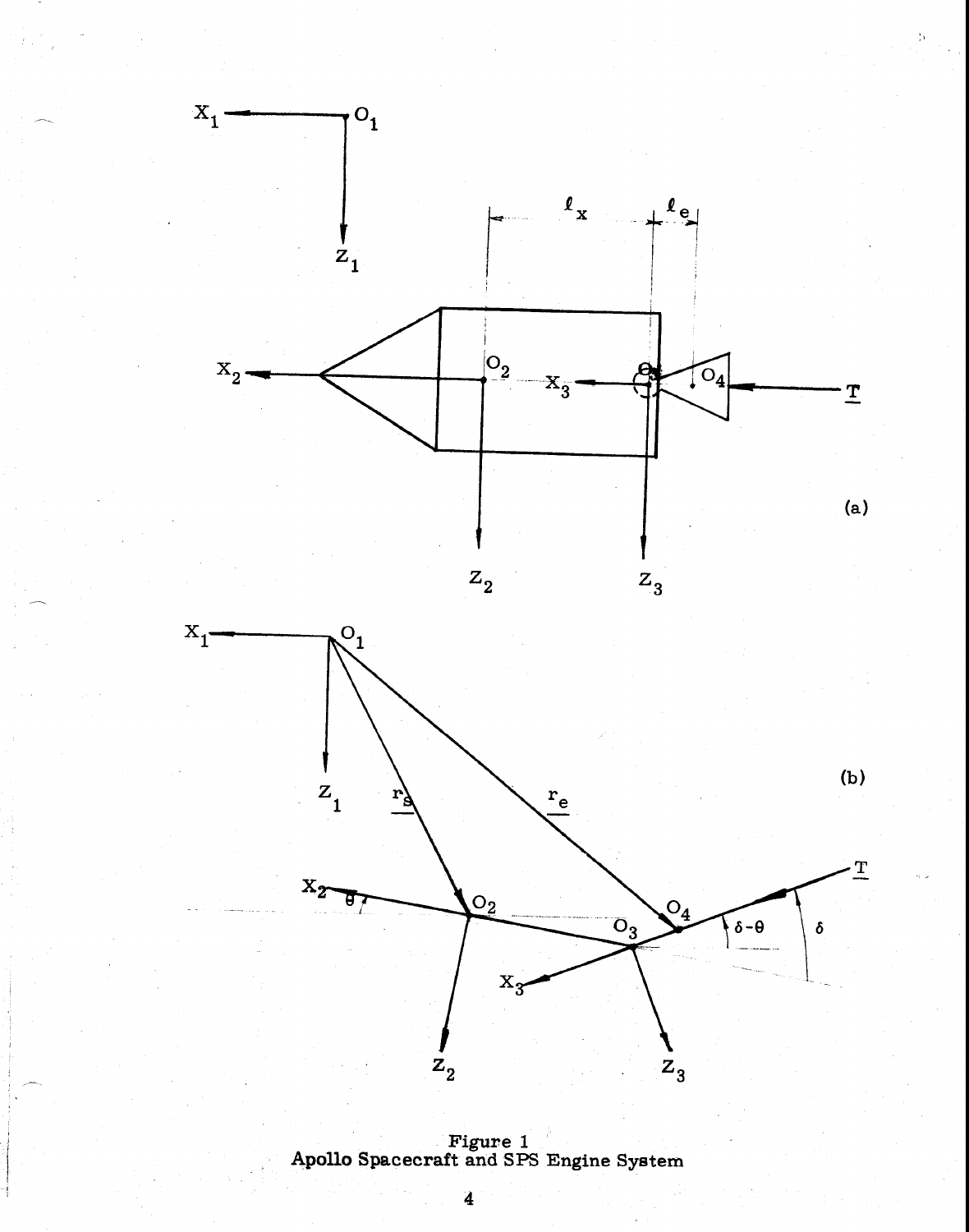Figure 1
Apollo Spacecraft and SPS Engine System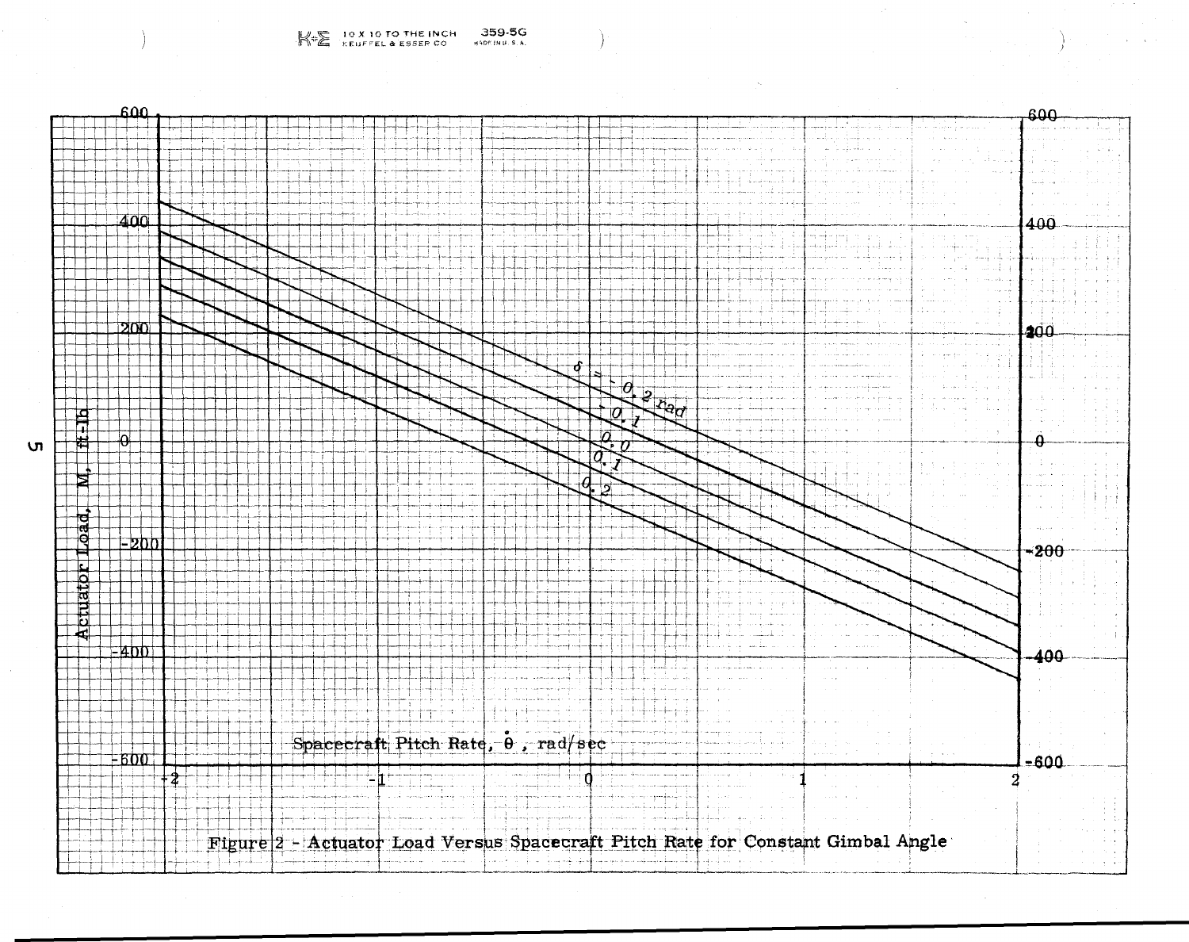K+E 10 X 10 TO THE INCH 359-5G
KEUFFEL & ESSER CO. MADE IN U.S.A.

600

400

200

0

-200

-400

-600

Actuator Load, M, ft-lb

$\delta$ = -0.2 rad

-0.1

0.0

0.1

0.2

Spacecraft Pitch Rate, $\dot{\theta}$, rad/sec

-2

-1

0

1

2

Figure 2 - Actuator Load Versus Spacecraft Pitch Rate for Constant Gimbal Angle